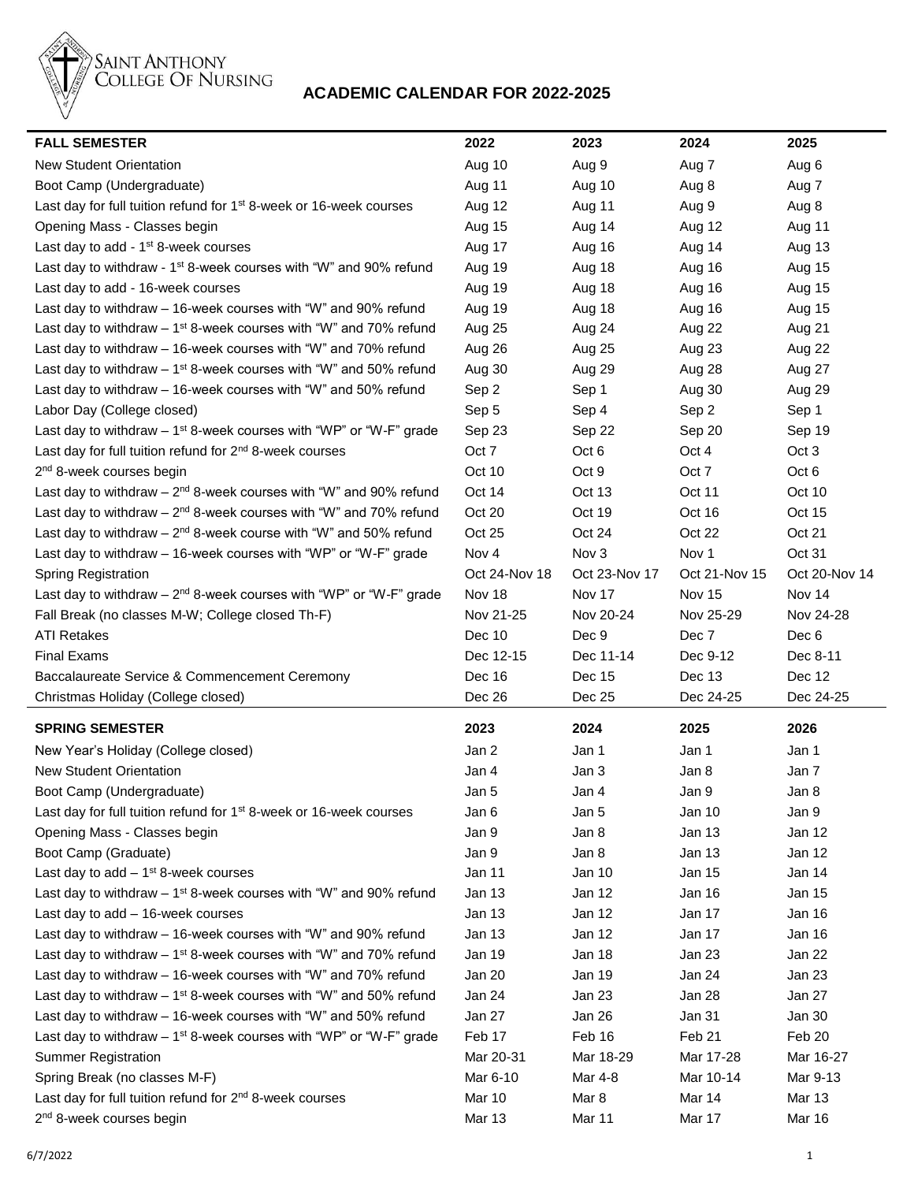SAINT ANTHONY COLLEGE OF NURSING

# ACADEMIC CALENDAR FOR 2022-2025

| FALL SEMESTER | 2022 | 2023 | 2024 | 2025 |
|---|---|---|---|---|
| New Student Orientation | Aug 10 | Aug 9 | Aug 7 | Aug 6 |
| Boot Camp (Undergraduate) | Aug 11 | Aug 10 | Aug 8 | Aug 7 |
| Last day for full tuition refund for 1st 8-week or 16-week courses | Aug 12 | Aug 11 | Aug 9 | Aug 8 |
| Opening Mass - Classes begin | Aug 15 | Aug 14 | Aug 12 | Aug 11 |
| Last day to add - 1st 8-week courses | Aug 17 | Aug 16 | Aug 14 | Aug 13 |
| Last day to withdraw - 1st 8-week courses with "W" and 90% refund | Aug 19 | Aug 18 | Aug 16 | Aug 15 |
| Last day to add - 16-week courses | Aug 19 | Aug 18 | Aug 16 | Aug 15 |
| Last day to withdraw – 16-week courses with "W" and 90% refund | Aug 19 | Aug 18 | Aug 16 | Aug 15 |
| Last day to withdraw – 1st 8-week courses with "W" and 70% refund | Aug 25 | Aug 24 | Aug 22 | Aug 21 |
| Last day to withdraw – 16-week courses with "W" and 70% refund | Aug 26 | Aug 25 | Aug 23 | Aug 22 |
| Last day to withdraw – 1st 8-week courses with "W" and 50% refund | Aug 30 | Aug 29 | Aug 28 | Aug 27 |
| Last day to withdraw – 16-week courses with "W" and 50% refund | Sep 2 | Sep 1 | Aug 30 | Aug 29 |
| Labor Day (College closed) | Sep 5 | Sep 4 | Sep 2 | Sep 1 |
| Last day to withdraw – 1st 8-week courses with "WP" or "W-F" grade | Sep 23 | Sep 22 | Sep 20 | Sep 19 |
| Last day for full tuition refund for 2nd 8-week courses | Oct 7 | Oct 6 | Oct 4 | Oct 3 |
| 2nd 8-week courses begin | Oct 10 | Oct 9 | Oct 7 | Oct 6 |
| Last day to withdraw – 2nd 8-week courses with "W" and 90% refund | Oct 14 | Oct 13 | Oct 11 | Oct 10 |
| Last day to withdraw – 2nd 8-week courses with "W" and 70% refund | Oct 20 | Oct 19 | Oct 16 | Oct 15 |
| Last day to withdraw – 2nd 8-week course with "W" and 50% refund | Oct 25 | Oct 24 | Oct 22 | Oct 21 |
| Last day to withdraw – 16-week courses with "WP" or "W-F" grade | Nov 4 | Nov 3 | Nov 1 | Oct 31 |
| Spring Registration | Oct 24-Nov 18 | Oct 23-Nov 17 | Oct 21-Nov 15 | Oct 20-Nov 14 |
| Last day to withdraw – 2nd 8-week courses with "WP" or "W-F" grade | Nov 18 | Nov 17 | Nov 15 | Nov 14 |
| Fall Break (no classes M-W; College closed Th-F) | Nov 21-25 | Nov 20-24 | Nov 25-29 | Nov 24-28 |
| ATI Retakes | Dec 10 | Dec 9 | Dec 7 | Dec 6 |
| Final Exams | Dec 12-15 | Dec 11-14 | Dec 9-12 | Dec 8-11 |
| Baccalaureate Service & Commencement Ceremony | Dec 16 | Dec 15 | Dec 13 | Dec 12 |
| Christmas Holiday (College closed) | Dec 26 | Dec 25 | Dec 24-25 | Dec 24-25 |

| SPRING SEMESTER | 2023 | 2024 | 2025 | 2026 |
|---|---|---|---|---|
| New Year's Holiday (College closed) | Jan 2 | Jan 1 | Jan 1 | Jan 1 |
| New Student Orientation | Jan 4 | Jan 3 | Jan 8 | Jan 7 |
| Boot Camp (Undergraduate) | Jan 5 | Jan 4 | Jan 9 | Jan 8 |
| Last day for full tuition refund for 1st 8-week or 16-week courses | Jan 6 | Jan 5 | Jan 10 | Jan 9 |
| Opening Mass - Classes begin | Jan 9 | Jan 8 | Jan 13 | Jan 12 |
| Boot Camp (Graduate) | Jan 9 | Jan 8 | Jan 13 | Jan 12 |
| Last day to add – 1st 8-week courses | Jan 11 | Jan 10 | Jan 15 | Jan 14 |
| Last day to withdraw – 1st 8-week courses with "W" and 90% refund | Jan 13 | Jan 12 | Jan 16 | Jan 15 |
| Last day to add – 16-week courses | Jan 13 | Jan 12 | Jan 17 | Jan 16 |
| Last day to withdraw – 16-week courses with "W" and 90% refund | Jan 13 | Jan 12 | Jan 17 | Jan 16 |
| Last day to withdraw – 1st 8-week courses with "W" and 70% refund | Jan 19 | Jan 18 | Jan 23 | Jan 22 |
| Last day to withdraw – 16-week courses with "W" and 70% refund | Jan 20 | Jan 19 | Jan 24 | Jan 23 |
| Last day to withdraw – 1st 8-week courses with "W" and 50% refund | Jan 24 | Jan 23 | Jan 28 | Jan 27 |
| Last day to withdraw – 16-week courses with "W" and 50% refund | Jan 27 | Jan 26 | Jan 31 | Jan 30 |
| Last day to withdraw – 1st 8-week courses with "WP" or "W-F" grade | Feb 17 | Feb 16 | Feb 21 | Feb 20 |
| Summer Registration | Mar 20-31 | Mar 18-29 | Mar 17-28 | Mar 16-27 |
| Spring Break (no classes M-F) | Mar 6-10 | Mar 4-8 | Mar 10-14 | Mar 9-13 |
| Last day for full tuition refund for 2nd 8-week courses | Mar 10 | Mar 8 | Mar 14 | Mar 13 |
| 2nd 8-week courses begin | Mar 13 | Mar 11 | Mar 17 | Mar 16 |

6/7/2022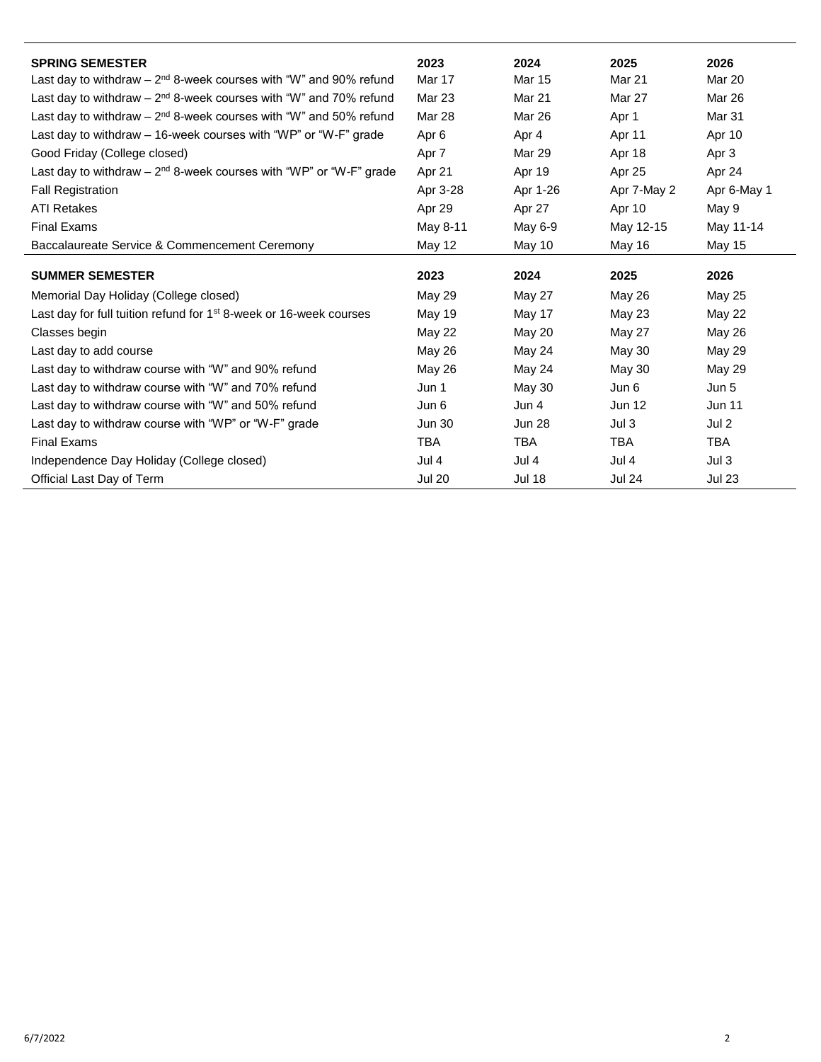| SPRING SEMESTER | 2023 | 2024 | 2025 | 2026 |
|---|---|---|---|---|
| Last day to withdraw – 2nd 8-week courses with "W" and 90% refund | Mar 17 | Mar 15 | Mar 21 | Mar 20 |
| Last day to withdraw – 2nd 8-week courses with "W" and 70% refund | Mar 23 | Mar 21 | Mar 27 | Mar 26 |
| Last day to withdraw – 2nd 8-week courses with "W" and 50% refund | Mar 28 | Mar 26 | Apr 1 | Mar 31 |
| Last day to withdraw – 16-week courses with "WP" or "W-F" grade | Apr 6 | Apr 4 | Apr 11 | Apr 10 |
| Good Friday (College closed) | Apr 7 | Mar 29 | Apr 18 | Apr 3 |
| Last day to withdraw – 2nd 8-week courses with "WP" or "W-F" grade | Apr 21 | Apr 19 | Apr 25 | Apr 24 |
| Fall Registration | Apr 3-28 | Apr 1-26 | Apr 7-May 2 | Apr 6-May 1 |
| ATI Retakes | Apr 29 | Apr 27 | Apr 10 | May 9 |
| Final Exams | May 8-11 | May 6-9 | May 12-15 | May 11-14 |
| Baccalaureate Service & Commencement Ceremony | May 12 | May 10 | May 16 | May 15 |

| SUMMER SEMESTER | 2023 | 2024 | 2025 | 2026 |
|---|---|---|---|---|
| Memorial Day Holiday (College closed) | May 29 | May 27 | May 26 | May 25 |
| Last day for full tuition refund for 1st 8-week or 16-week courses | May 19 | May 17 | May 23 | May 22 |
| Classes begin | May 22 | May 20 | May 27 | May 26 |
| Last day to add course | May 26 | May 24 | May 30 | May 29 |
| Last day to withdraw course with "W" and 90% refund | May 26 | May 24 | May 30 | May 29 |
| Last day to withdraw course with "W" and 70% refund | Jun 1 | May 30 | Jun 6 | Jun 5 |
| Last day to withdraw course with "W" and 50% refund | Jun 6 | Jun 4 | Jun 12 | Jun 11 |
| Last day to withdraw course with "WP" or "W-F" grade | Jun 30 | Jun 28 | Jul 3 | Jul 2 |
| Final Exams | TBA | TBA | TBA | TBA |
| Independence Day Holiday (College closed) | Jul 4 | Jul 4 | Jul 4 | Jul 3 |
| Official Last Day of Term | Jul 20 | Jul 18 | Jul 24 | Jul 23 |

6/7/2022